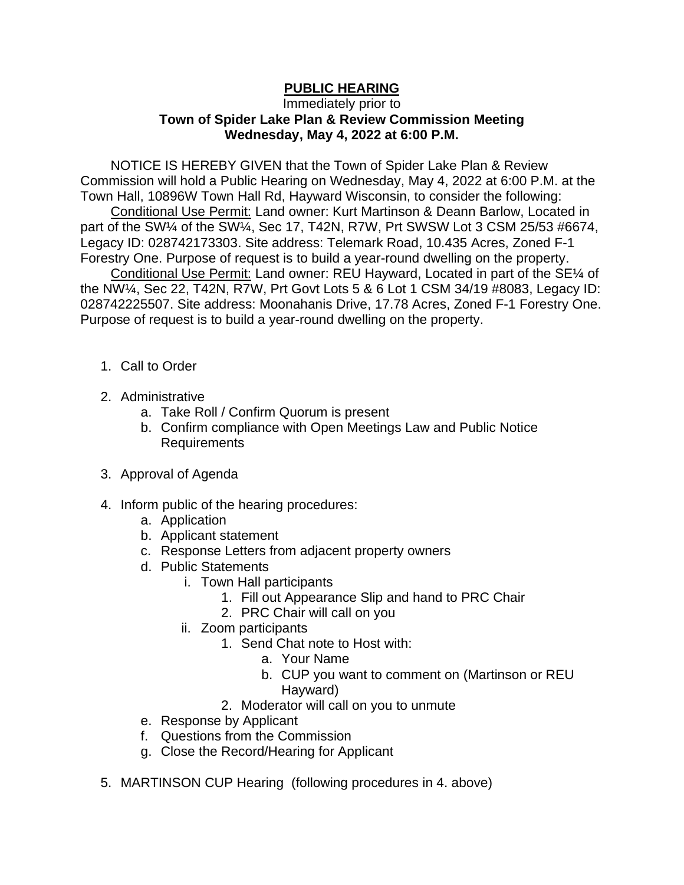# **PUBLIC HEARING**

Immediately prior to

**Town of Spider Lake Plan & Review Commission Meeting**
**Wednesday, May 4, 2022 at 6:00 P.M.**

NOTICE IS HEREBY GIVEN that the Town of Spider Lake Plan & Review Commission will hold a Public Hearing on Wednesday, May 4, 2022 at 6:00 P.M. at the Town Hall, 10896W Town Hall Rd, Hayward Wisconsin, to consider the following:

Conditional Use Permit: Land owner: Kurt Martinson & Deann Barlow, Located in part of the SW¼ of the SW¼, Sec 17, T42N, R7W, Prt SWSW Lot 3 CSM 25/53 #6674, Legacy ID: 028742173303. Site address: Telemark Road, 10.435 Acres, Zoned F-1 Forestry One. Purpose of request is to build a year-round dwelling on the property.

Conditional Use Permit: Land owner: REU Hayward, Located in part of the SE¼ of the NW¼, Sec 22, T42N, R7W, Prt Govt Lots 5 & 6 Lot 1 CSM 34/19 #8083, Legacy ID: 028742225507. Site address: Moonahanis Drive, 17.78 Acres, Zoned F-1 Forestry One. Purpose of request is to build a year-round dwelling on the property.

1. Call to Order
2. Administrative
   a. Take Roll / Confirm Quorum is present
   b. Confirm compliance with Open Meetings Law and Public Notice Requirements
3. Approval of Agenda
4. Inform public of the hearing procedures:
   a. Application
   b. Applicant statement
   c. Response Letters from adjacent property owners
   d. Public Statements
      i. Town Hall participants
         1. Fill out Appearance Slip and hand to PRC Chair
         2. PRC Chair will call on you
      ii. Zoom participants
         1. Send Chat note to Host with:
            a. Your Name
            b. CUP you want to comment on (Martinson or REU Hayward)
         2. Moderator will call on you to unmute
   e. Response by Applicant
   f. Questions from the Commission
   g. Close the Record/Hearing for Applicant
5. MARTINSON CUP Hearing (following procedures in 4. above)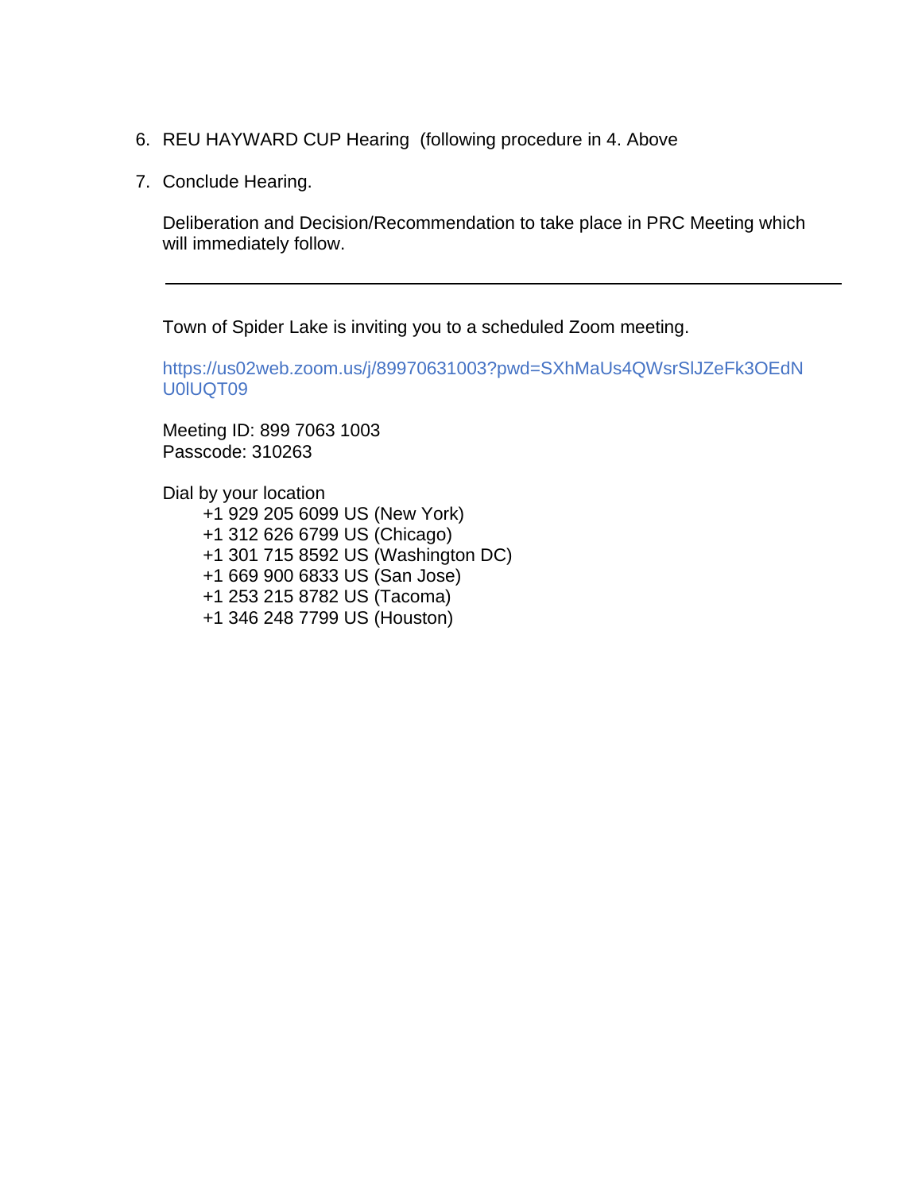6. REU HAYWARD CUP Hearing  (following procedure in 4. Above

7. Conclude Hearing.

   Deliberation and Decision/Recommendation to take place in PRC Meeting which will immediately follow.

---

Town of Spider Lake is inviting you to a scheduled Zoom meeting.

https://us02web.zoom.us/j/89970631003?pwd=SXhMaUs4QWsrSlJZeFk3OEdNU0lUQT09

Meeting ID: 899 7063 1003
Passcode: 310263

Dial by your location
+1 929 205 6099 US (New York)
+1 312 626 6799 US (Chicago)
+1 301 715 8592 US (Washington DC)
+1 669 900 6833 US (San Jose)
+1 253 215 8782 US (Tacoma)
+1 346 248 7799 US (Houston)